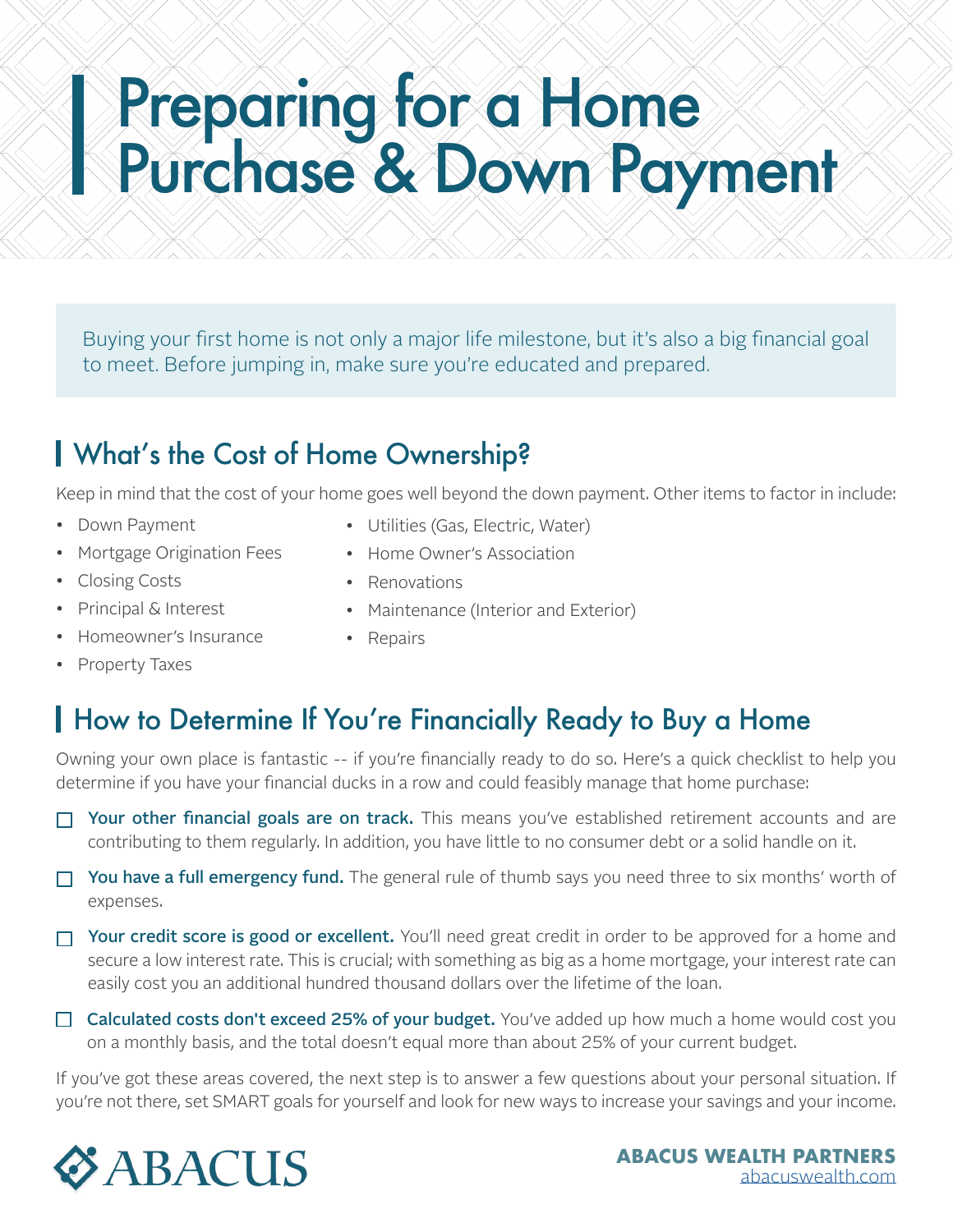# Preparing for a Home Purchase & Down Payment

Buying your first home is not only a major life milestone, but it's also a big financial goal to meet. Before jumping in, make sure you're educated and prepared.

## What's the Cost of Home Ownership?

Keep in mind that the cost of your home goes well beyond the down payment. Other items to factor in include:

- Down Payment
- Mortgage Origination Fees
- Closing Costs
- Principal & Interest
- Homeowner's Insurance
- Property Taxes
- Utilities (Gas, Electric, Water)
- Home Owner's Association
- Renovations
- Maintenance (Interior and Exterior)
- Repairs

## How to Determine If You're Financially Ready to Buy a Home

Owning your own place is fantastic -- if you're financially ready to do so. Here's a quick checklist to help you determine if you have your financial ducks in a row and could feasibly manage that home purchase:

- [ ] **Your other financial goals are on track.** This means you've established retirement accounts and are contributing to them regularly. In addition, you have little to no consumer debt or a solid handle on it.
- [ ] **You have a full emergency fund.** The general rule of thumb says you need three to six months' worth of expenses.
- [ ] **Your credit score is good or excellent.** You'll need great credit in order to be approved for a home and secure a low interest rate. This is crucial; with something as big as a home mortgage, your interest rate can easily cost you an additional hundred thousand dollars over the lifetime of the loan.
- [ ] **Calculated costs don't exceed 25% of your budget.** You've added up how much a home would cost you on a monthly basis, and the total doesn't equal more than about 25% of your current budget.

If you've got these areas covered, the next step is to answer a few questions about your personal situation. If you're not there, set SMART goals for yourself and look for new ways to increase your savings and your income.

ABACUS

**ABACUS WEALTH PARTNERS**
abacuswealth.com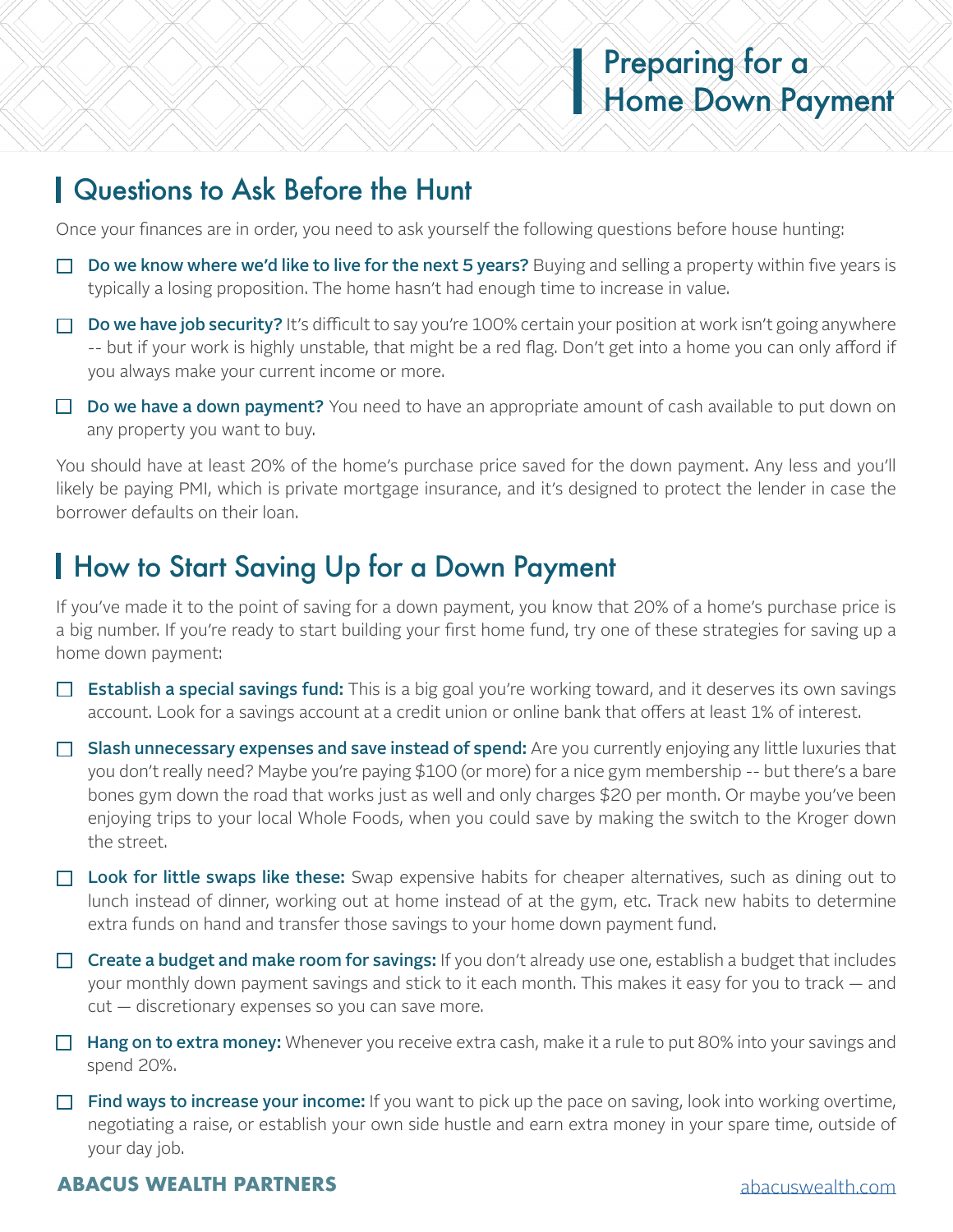# Preparing for a Home Down Payment

## Questions to Ask Before the Hunt

Once your finances are in order, you need to ask yourself the following questions before house hunting:

- ☐ **Do we know where we'd like to live for the next 5 years?** Buying and selling a property within five years is typically a losing proposition. The home hasn't had enough time to increase in value.
- ☐ **Do we have job security?** It's difficult to say you're 100% certain your position at work isn't going anywhere -- but if your work is highly unstable, that might be a red flag. Don't get into a home you can only afford if you always make your current income or more.
- ☐ **Do we have a down payment?** You need to have an appropriate amount of cash available to put down on any property you want to buy.

You should have at least 20% of the home's purchase price saved for the down payment. Any less and you'll likely be paying PMI, which is private mortgage insurance, and it's designed to protect the lender in case the borrower defaults on their loan.

## How to Start Saving Up for a Down Payment

If you've made it to the point of saving for a down payment, you know that 20% of a home's purchase price is a big number. If you're ready to start building your first home fund, try one of these strategies for saving up a home down payment:

- ☐ **Establish a special savings fund:** This is a big goal you're working toward, and it deserves its own savings account. Look for a savings account at a credit union or online bank that offers at least 1% of interest.
- ☐ **Slash unnecessary expenses and save instead of spend:** Are you currently enjoying any little luxuries that you don't really need? Maybe you're paying $100 (or more) for a nice gym membership -- but there's a bare bones gym down the road that works just as well and only charges $20 per month. Or maybe you've been enjoying trips to your local Whole Foods, when you could save by making the switch to the Kroger down the street.
- ☐ **Look for little swaps like these:** Swap expensive habits for cheaper alternatives, such as dining out to lunch instead of dinner, working out at home instead of at the gym, etc. Track new habits to determine extra funds on hand and transfer those savings to your home down payment fund.
- ☐ **Create a budget and make room for savings:** If you don't already use one, establish a budget that includes your monthly down payment savings and stick to it each month. This makes it easy for you to track — and cut — discretionary expenses so you can save more.
- ☐ **Hang on to extra money:** Whenever you receive extra cash, make it a rule to put 80% into your savings and spend 20%.
- ☐ **Find ways to increase your income:** If you want to pick up the pace on saving, look into working overtime, negotiating a raise, or establish your own side hustle and earn extra money in your spare time, outside of your day job.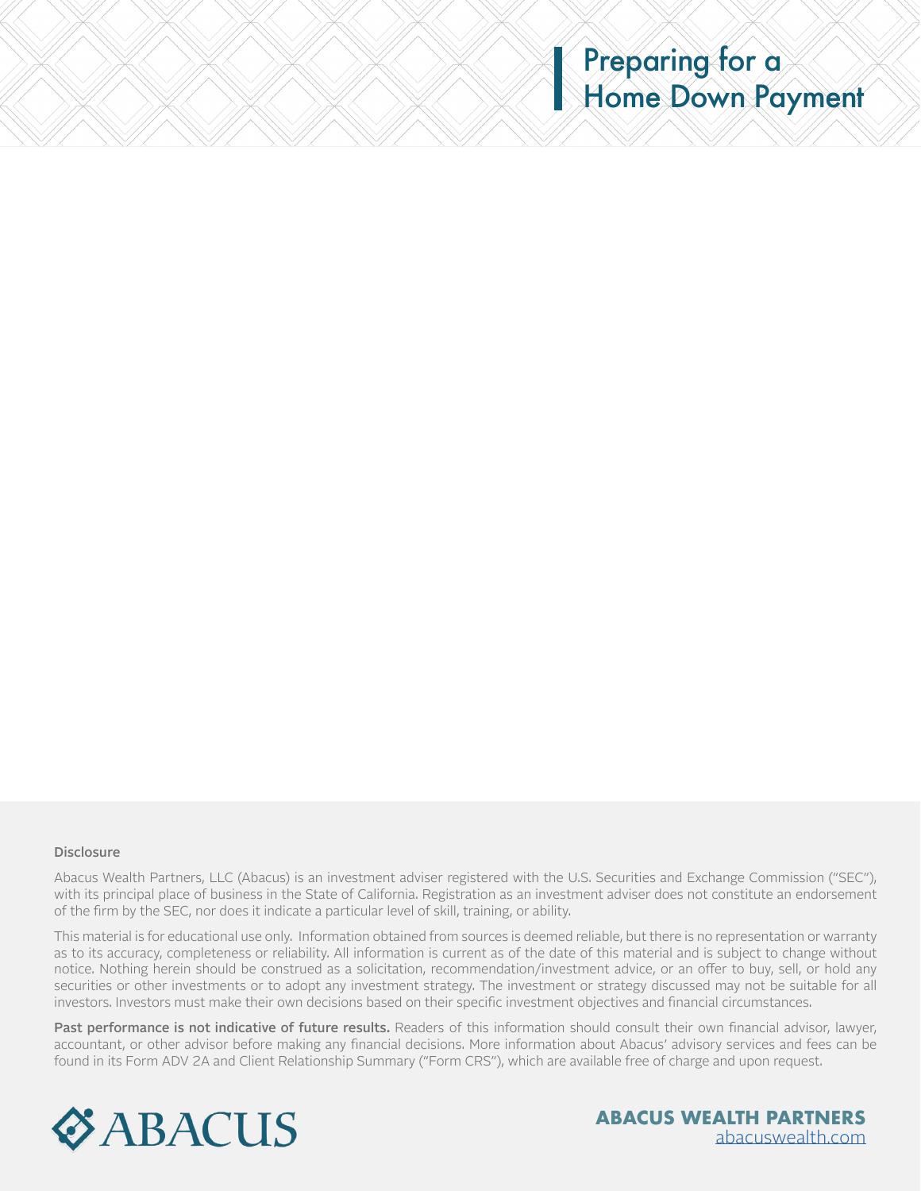# Preparing for a Home Down Payment

**Disclosure**

Abacus Wealth Partners, LLC (Abacus) is an investment adviser registered with the U.S. Securities and Exchange Commission ("SEC"), with its principal place of business in the State of California. Registration as an investment adviser does not constitute an endorsement of the firm by the SEC, nor does it indicate a particular level of skill, training, or ability.

This material is for educational use only. Information obtained from sources is deemed reliable, but there is no representation or warranty as to its accuracy, completeness or reliability. All information is current as of the date of this material and is subject to change without notice. Nothing herein should be construed as a solicitation, recommendation/investment advice, or an offer to buy, sell, or hold any securities or other investments or to adopt any investment strategy. The investment or strategy discussed may not be suitable for all investors. Investors must make their own decisions based on their specific investment objectives and financial circumstances.

**Past performance is not indicative of future results.** Readers of this information should consult their own financial advisor, lawyer, accountant, or other advisor before making any financial decisions. More information about Abacus' advisory services and fees can be found in its Form ADV 2A and Client Relationship Summary ("Form CRS"), which are available free of charge and upon request.

ABACUS

**ABACUS WEALTH PARTNERS**
abacuswealth.com